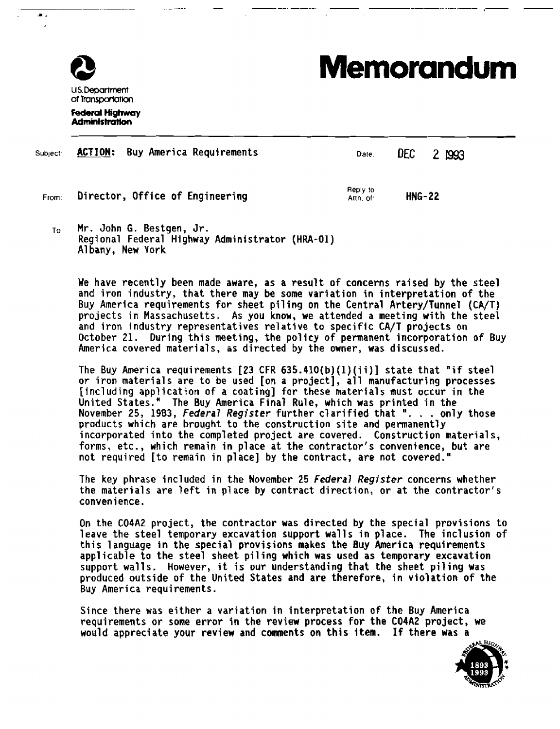U.S. Department of Transportation

**Federal Highway Administration**

# Memorandum

Subject: **ACTION:** Buy America Requirements

Date: DEC 2 1993

From: Director, Office of Engineering

Reply to Attn. of: HNG-22

To: Mr. John G. Bestgen, Jr.
Regional Federal Highway Administrator (HRA-01)
Albany, New York

We have recently been made aware, as a result of concerns raised by the steel and iron industry, that there may be some variation in interpretation of the Buy America requirements for sheet piling on the Central Artery/Tunnel (CA/T) projects in Massachusetts. As you know, we attended a meeting with the steel and iron industry representatives relative to specific CA/T projects on October 21. During this meeting, the policy of permanent incorporation of Buy America covered materials, as directed by the owner, was discussed.

The Buy America requirements [23 CFR 635.410(b)(1)(ii)] state that "if steel or iron materials are to be used [on a project], all manufacturing processes [including application of a coating] for these materials must occur in the United States." The Buy America Final Rule, which was printed in the November 25, 1983, *Federal Register* further clarified that ". . . only those products which are brought to the construction site and permanently incorporated into the completed project are covered. Construction materials, forms, etc., which remain in place at the contractor's convenience, but are not required [to remain in place] by the contract, are not covered."

The key phrase included in the November 25 *Federal Register* concerns whether the materials are left in place by contract direction, or at the contractor's convenience.

On the C04A2 project, the contractor was directed by the special provisions to leave the steel temporary excavation support walls in place. The inclusion of this language in the special provisions makes the Buy America requirements applicable to the steel sheet piling which was used as temporary excavation support walls. However, it is our understanding that the sheet piling was produced outside of the United States and are therefore, in violation of the Buy America requirements.

Since there was either a variation in interpretation of the Buy America requirements or some error in the review process for the C04A2 project, we would appreciate your review and comments on this item. If there was a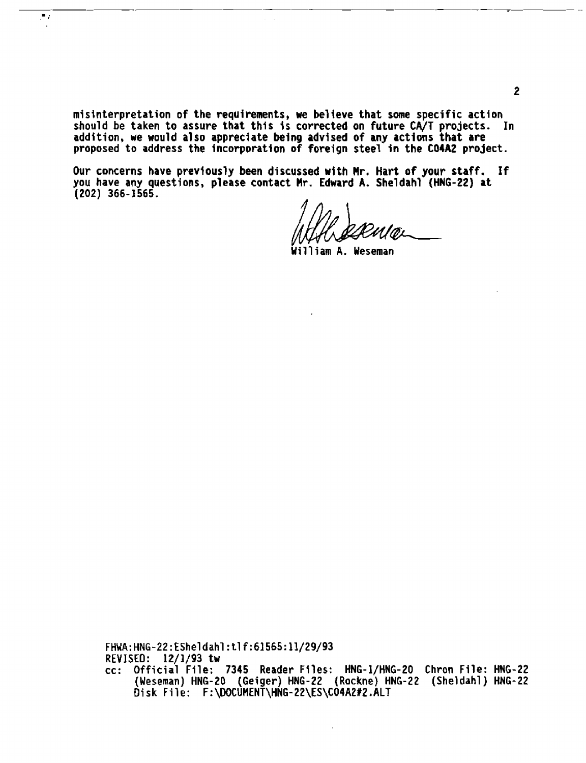misinterpretation of the requirements, we believe that some specific action should be taken to assure that this is corrected on future CA/T projects. In addition, we would also appreciate being advised of any actions that are proposed to address the incorporation of foreign steel in the C04A2 project.

Our concerns have previously been discussed with Mr. Hart of your staff. If you have any questions, please contact Mr. Edward A. Sheldahl (HNG-22) at (202) 366-1565.

William A. Weseman

FHWA:HNG-22:ESheldahl:tlf:61565:11/29/93
REVISED: 12/1/93 tw
cc: Official File: 7345 Reader Files: HNG-1/HNG-20 Chron File: HNG-22 (Weseman) HNG-20 (Geiger) HNG-22 (Rockne) HNG-22 (Sheldahl) HNG-22
Disk File: F:\DOCUMENT\HNG-22\ES\C04A2#2.ALT